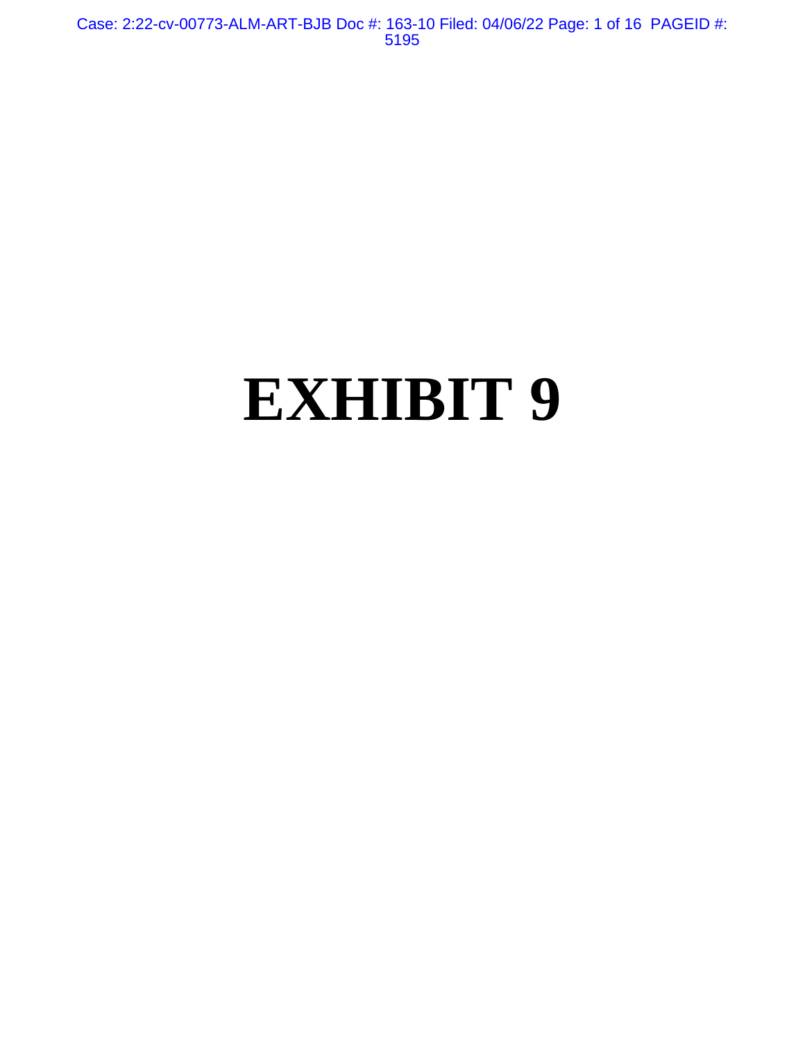# EXHIBIT 9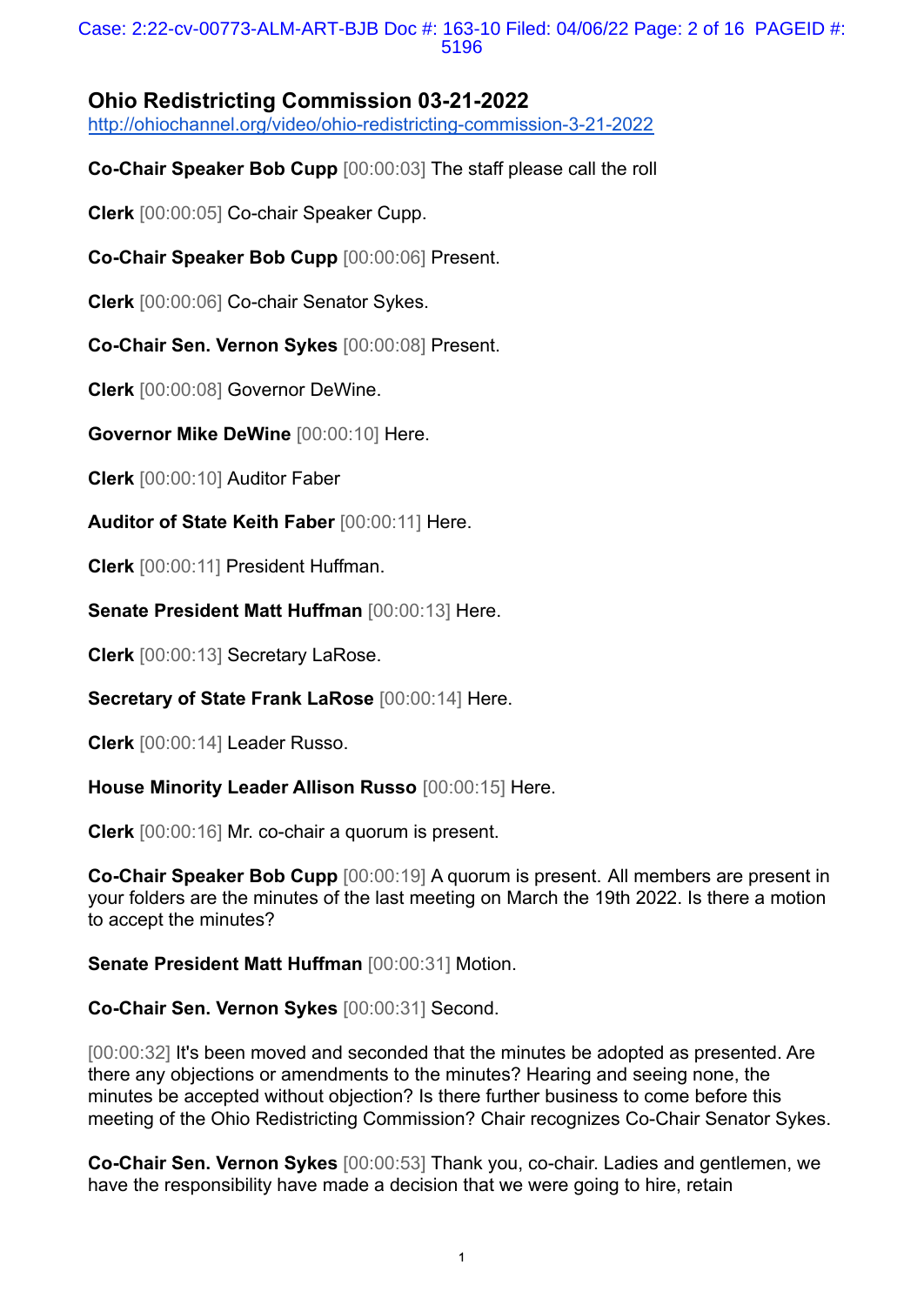## Ohio Redistricting Commission 03-21-2022

http://ohiochannel.org/video/ohio-redistricting-commission-3-21-2022

**Co-Chair Speaker Bob Cupp** [00:00:03] The staff please call the roll

**Clerk** [00:00:05] Co-chair Speaker Cupp.

**Co-Chair Speaker Bob Cupp** [00:00:06] Present.

**Clerk** [00:00:06] Co-chair Senator Sykes.

**Co-Chair Sen. Vernon Sykes** [00:00:08] Present.

**Clerk** [00:00:08] Governor DeWine.

**Governor Mike DeWine** [00:00:10] Here.

**Clerk** [00:00:10] Auditor Faber

**Auditor of State Keith Faber** [00:00:11] Here.

**Clerk** [00:00:11] President Huffman.

**Senate President Matt Huffman** [00:00:13] Here.

**Clerk** [00:00:13] Secretary LaRose.

**Secretary of State Frank LaRose** [00:00:14] Here.

**Clerk** [00:00:14] Leader Russo.

**House Minority Leader Allison Russo** [00:00:15] Here.

**Clerk** [00:00:16] Mr. co-chair a quorum is present.

**Co-Chair Speaker Bob Cupp** [00:00:19] A quorum is present. All members are present in your folders are the minutes of the last meeting on March the 19th 2022. Is there a motion to accept the minutes?

**Senate President Matt Huffman** [00:00:31] Motion.

**Co-Chair Sen. Vernon Sykes** [00:00:31] Second.

[00:00:32] It's been moved and seconded that the minutes be adopted as presented. Are there any objections or amendments to the minutes? Hearing and seeing none, the minutes be accepted without objection? Is there further business to come before this meeting of the Ohio Redistricting Commission? Chair recognizes Co-Chair Senator Sykes.

**Co-Chair Sen. Vernon Sykes** [00:00:53] Thank you, co-chair. Ladies and gentlemen, we have the responsibility have made a decision that we were going to hire, retain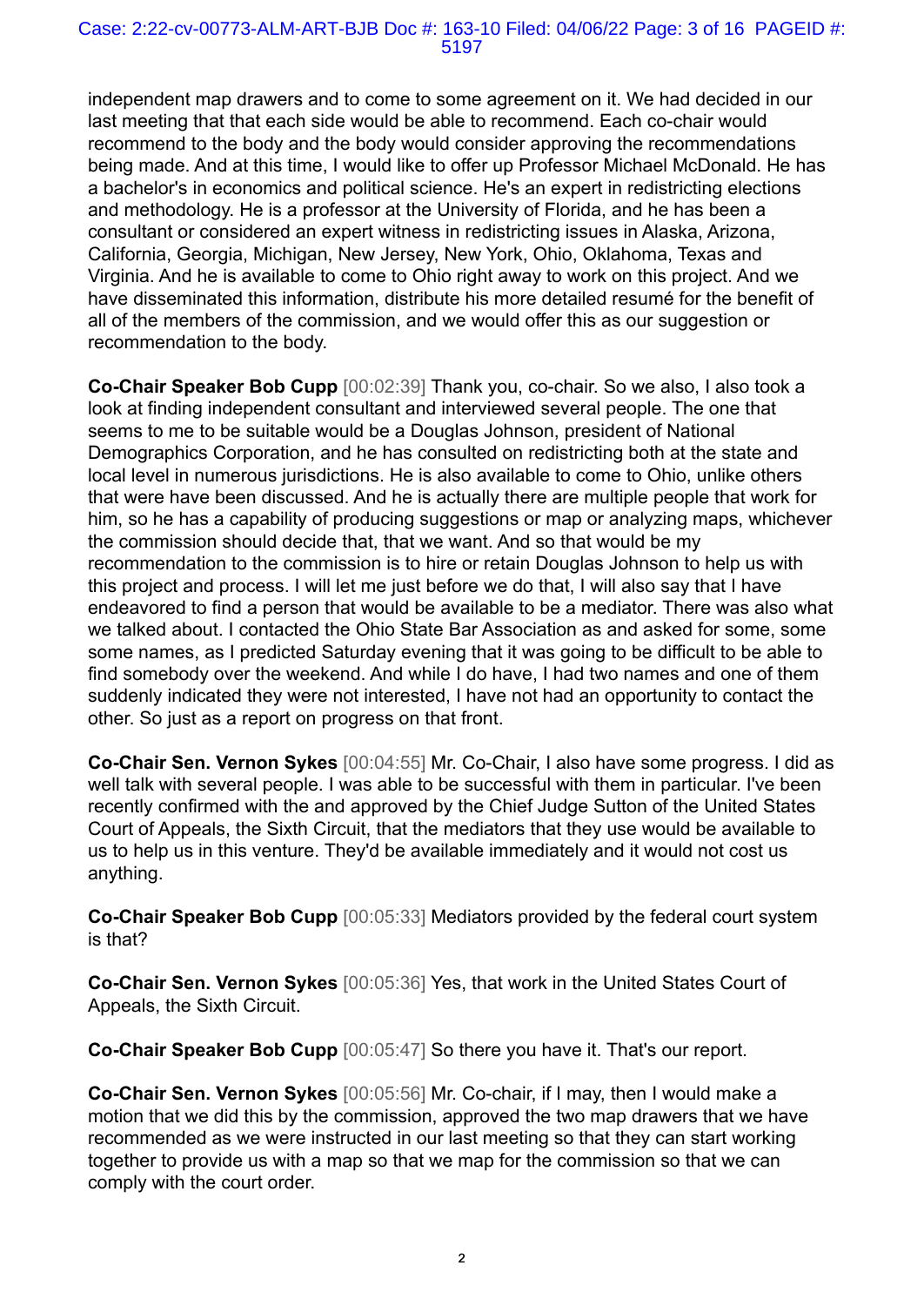independent map drawers and to come to some agreement on it. We had decided in our last meeting that that each side would be able to recommend. Each co-chair would recommend to the body and the body would consider approving the recommendations being made. And at this time, I would like to offer up Professor Michael McDonald. He has a bachelor's in economics and political science. He's an expert in redistricting elections and methodology. He is a professor at the University of Florida, and he has been a consultant or considered an expert witness in redistricting issues in Alaska, Arizona, California, Georgia, Michigan, New Jersey, New York, Ohio, Oklahoma, Texas and Virginia. And he is available to come to Ohio right away to work on this project. And we have disseminated this information, distribute his more detailed resumé for the benefit of all of the members of the commission, and we would offer this as our suggestion or recommendation to the body.

**Co-Chair Speaker Bob Cupp** [00:02:39] Thank you, co-chair. So we also, I also took a look at finding independent consultant and interviewed several people. The one that seems to me to be suitable would be a Douglas Johnson, president of National Demographics Corporation, and he has consulted on redistricting both at the state and local level in numerous jurisdictions. He is also available to come to Ohio, unlike others that were have been discussed. And he is actually there are multiple people that work for him, so he has a capability of producing suggestions or map or analyzing maps, whichever the commission should decide that, that we want. And so that would be my recommendation to the commission is to hire or retain Douglas Johnson to help us with this project and process. I will let me just before we do that, I will also say that I have endeavored to find a person that would be available to be a mediator. There was also what we talked about. I contacted the Ohio State Bar Association as and asked for some, some some names, as I predicted Saturday evening that it was going to be difficult to be able to find somebody over the weekend. And while I do have, I had two names and one of them suddenly indicated they were not interested, I have not had an opportunity to contact the other. So just as a report on progress on that front.

**Co-Chair Sen. Vernon Sykes** [00:04:55] Mr. Co-Chair, I also have some progress. I did as well talk with several people. I was able to be successful with them in particular. I've been recently confirmed with the and approved by the Chief Judge Sutton of the United States Court of Appeals, the Sixth Circuit, that the mediators that they use would be available to us to help us in this venture. They'd be available immediately and it would not cost us anything.

**Co-Chair Speaker Bob Cupp** [00:05:33] Mediators provided by the federal court system is that?

**Co-Chair Sen. Vernon Sykes** [00:05:36] Yes, that work in the United States Court of Appeals, the Sixth Circuit.

**Co-Chair Speaker Bob Cupp** [00:05:47] So there you have it. That's our report.

**Co-Chair Sen. Vernon Sykes** [00:05:56] Mr. Co-chair, if I may, then I would make a motion that we did this by the commission, approved the two map drawers that we have recommended as we were instructed in our last meeting so that they can start working together to provide us with a map so that we map for the commission so that we can comply with the court order.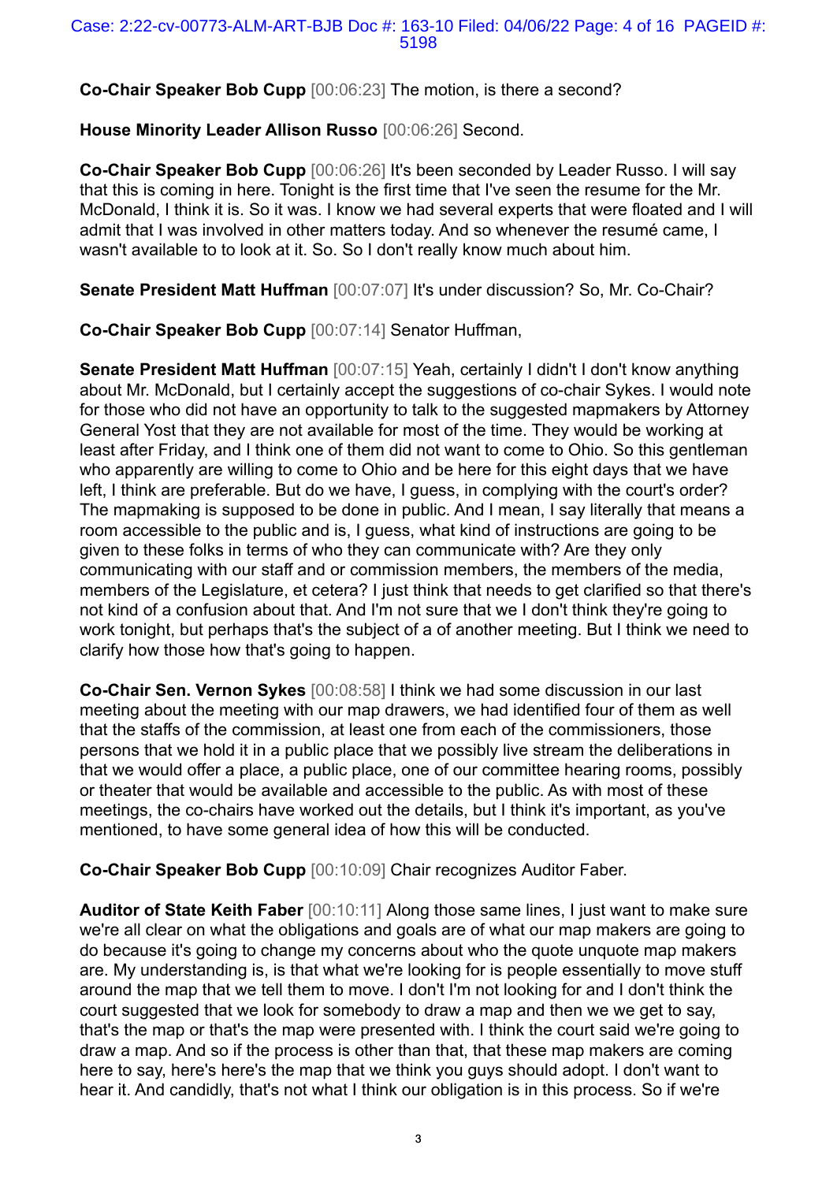**Co-Chair Speaker Bob Cupp** [00:06:23] The motion, is there a second?

**House Minority Leader Allison Russo** [00:06:26] Second.

**Co-Chair Speaker Bob Cupp** [00:06:26] It's been seconded by Leader Russo. I will say that this is coming in here. Tonight is the first time that I've seen the resume for the Mr. McDonald, I think it is. So it was. I know we had several experts that were floated and I will admit that I was involved in other matters today. And so whenever the resumé came, I wasn't available to to look at it. So. So I don't really know much about him.

**Senate President Matt Huffman** [00:07:07] It's under discussion? So, Mr. Co-Chair?

**Co-Chair Speaker Bob Cupp** [00:07:14] Senator Huffman,

**Senate President Matt Huffman** [00:07:15] Yeah, certainly I didn't I don't know anything about Mr. McDonald, but I certainly accept the suggestions of co-chair Sykes. I would note for those who did not have an opportunity to talk to the suggested mapmakers by Attorney General Yost that they are not available for most of the time. They would be working at least after Friday, and I think one of them did not want to come to Ohio. So this gentleman who apparently are willing to come to Ohio and be here for this eight days that we have left, I think are preferable. But do we have, I guess, in complying with the court's order? The mapmaking is supposed to be done in public. And I mean, I say literally that means a room accessible to the public and is, I guess, what kind of instructions are going to be given to these folks in terms of who they can communicate with? Are they only communicating with our staff and or commission members, the members of the media, members of the Legislature, et cetera? I just think that needs to get clarified so that there's not kind of a confusion about that. And I'm not sure that we I don't think they're going to work tonight, but perhaps that's the subject of a of another meeting. But I think we need to clarify how those how that's going to happen.

**Co-Chair Sen. Vernon Sykes** [00:08:58] I think we had some discussion in our last meeting about the meeting with our map drawers, we had identified four of them as well that the staffs of the commission, at least one from each of the commissioners, those persons that we hold it in a public place that we possibly live stream the deliberations in that we would offer a place, a public place, one of our committee hearing rooms, possibly or theater that would be available and accessible to the public. As with most of these meetings, the co-chairs have worked out the details, but I think it's important, as you've mentioned, to have some general idea of how this will be conducted.

**Co-Chair Speaker Bob Cupp** [00:10:09] Chair recognizes Auditor Faber.

**Auditor of State Keith Faber** [00:10:11] Along those same lines, I just want to make sure we're all clear on what the obligations and goals are of what our map makers are going to do because it's going to change my concerns about who the quote unquote map makers are. My understanding is, is that what we're looking for is people essentially to move stuff around the map that we tell them to move. I don't I'm not looking for and I don't think the court suggested that we look for somebody to draw a map and then we we get to say, that's the map or that's the map were presented with. I think the court said we're going to draw a map. And so if the process is other than that, that these map makers are coming here to say, here's here's the map that we think you guys should adopt. I don't want to hear it. And candidly, that's not what I think our obligation is in this process. So if we're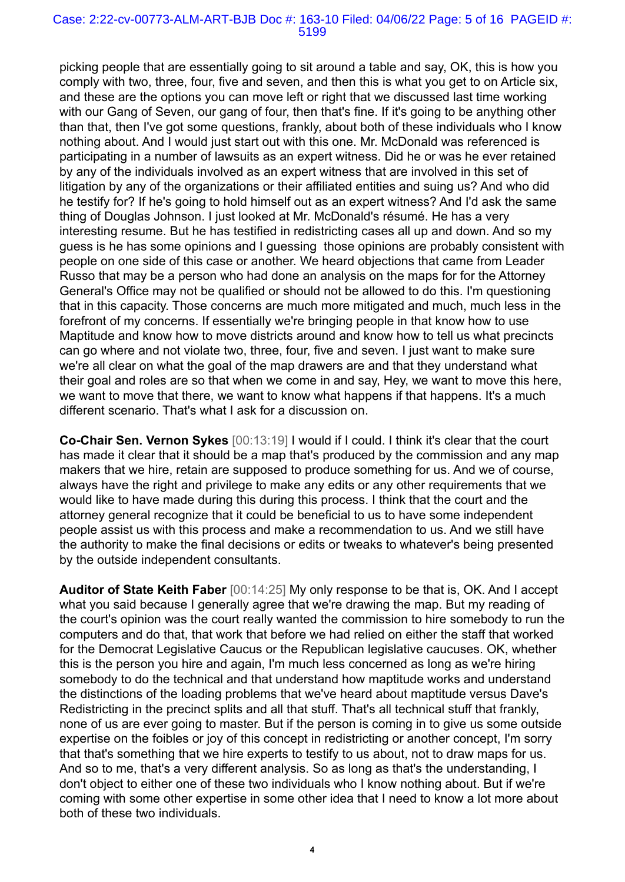picking people that are essentially going to sit around a table and say, OK, this is how you comply with two, three, four, five and seven, and then this is what you get to on Article six, and these are the options you can move left or right that we discussed last time working with our Gang of Seven, our gang of four, then that's fine. If it's going to be anything other than that, then I've got some questions, frankly, about both of these individuals who I know nothing about. And I would just start out with this one. Mr. McDonald was referenced is participating in a number of lawsuits as an expert witness. Did he or was he ever retained by any of the individuals involved as an expert witness that are involved in this set of litigation by any of the organizations or their affiliated entities and suing us? And who did he testify for? If he's going to hold himself out as an expert witness? And I'd ask the same thing of Douglas Johnson. I just looked at Mr. McDonald's résumé. He has a very interesting resume. But he has testified in redistricting cases all up and down. And so my guess is he has some opinions and I guessing  those opinions are probably consistent with people on one side of this case or another. We heard objections that came from Leader Russo that may be a person who had done an analysis on the maps for for the Attorney General's Office may not be qualified or should not be allowed to do this. I'm questioning that in this capacity. Those concerns are much more mitigated and much, much less in the forefront of my concerns. If essentially we're bringing people in that know how to use Maptitude and know how to move districts around and know how to tell us what precincts can go where and not violate two, three, four, five and seven. I just want to make sure we're all clear on what the goal of the map drawers are and that they understand what their goal and roles are so that when we come in and say, Hey, we want to move this here, we want to move that there, we want to know what happens if that happens. It's a much different scenario. That's what I ask for a discussion on.

**Co-Chair Sen. Vernon Sykes** [00:13:19] I would if I could. I think it's clear that the court has made it clear that it should be a map that's produced by the commission and any map makers that we hire, retain are supposed to produce something for us. And we of course, always have the right and privilege to make any edits or any other requirements that we would like to have made during this during this process. I think that the court and the attorney general recognize that it could be beneficial to us to have some independent people assist us with this process and make a recommendation to us. And we still have the authority to make the final decisions or edits or tweaks to whatever's being presented by the outside independent consultants.

**Auditor of State Keith Faber** [00:14:25] My only response to be that is, OK. And I accept what you said because I generally agree that we're drawing the map. But my reading of the court's opinion was the court really wanted the commission to hire somebody to run the computers and do that, that work that before we had relied on either the staff that worked for the Democrat Legislative Caucus or the Republican legislative caucuses. OK, whether this is the person you hire and again, I'm much less concerned as long as we're hiring somebody to do the technical and that understand how maptitude works and understand the distinctions of the loading problems that we've heard about maptitude versus Dave's Redistricting in the precinct splits and all that stuff. That's all technical stuff that frankly, none of us are ever going to master. But if the person is coming in to give us some outside expertise on the foibles or joy of this concept in redistricting or another concept, I'm sorry that that's something that we hire experts to testify to us about, not to draw maps for us. And so to me, that's a very different analysis. So as long as that's the understanding, I don't object to either one of these two individuals who I know nothing about. But if we're coming with some other expertise in some other idea that I need to know a lot more about both of these two individuals.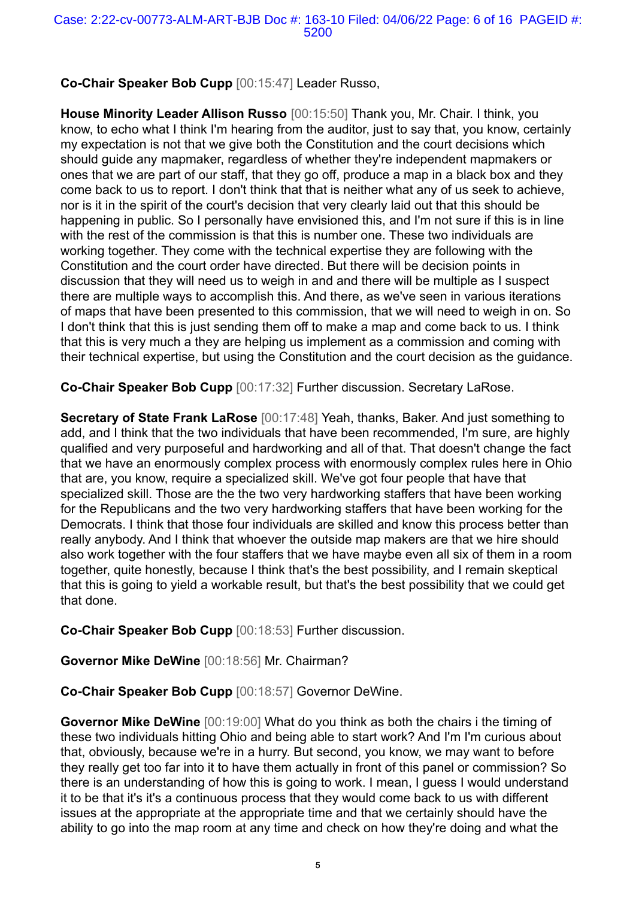**Co-Chair Speaker Bob Cupp** [00:15:47] Leader Russo,

**House Minority Leader Allison Russo** [00:15:50] Thank you, Mr. Chair. I think, you know, to echo what I think I'm hearing from the auditor, just to say that, you know, certainly my expectation is not that we give both the Constitution and the court decisions which should guide any mapmaker, regardless of whether they're independent mapmakers or ones that we are part of our staff, that they go off, produce a map in a black box and they come back to us to report. I don't think that that is neither what any of us seek to achieve, nor is it in the spirit of the court's decision that very clearly laid out that this should be happening in public. So I personally have envisioned this, and I'm not sure if this is in line with the rest of the commission is that this is number one. These two individuals are working together. They come with the technical expertise they are following with the Constitution and the court order have directed. But there will be decision points in discussion that they will need us to weigh in and and there will be multiple as I suspect there are multiple ways to accomplish this. And there, as we've seen in various iterations of maps that have been presented to this commission, that we will need to weigh in on. So I don't think that this is just sending them off to make a map and come back to us. I think that this is very much a they are helping us implement as a commission and coming with their technical expertise, but using the Constitution and the court decision as the guidance.

**Co-Chair Speaker Bob Cupp** [00:17:32] Further discussion. Secretary LaRose.

**Secretary of State Frank LaRose** [00:17:48] Yeah, thanks, Baker. And just something to add, and I think that the two individuals that have been recommended, I'm sure, are highly qualified and very purposeful and hardworking and all of that. That doesn't change the fact that we have an enormously complex process with enormously complex rules here in Ohio that are, you know, require a specialized skill. We've got four people that have that specialized skill. Those are the the two very hardworking staffers that have been working for the Republicans and the two very hardworking staffers that have been working for the Democrats. I think that those four individuals are skilled and know this process better than really anybody. And I think that whoever the outside map makers are that we hire should also work together with the four staffers that we have maybe even all six of them in a room together, quite honestly, because I think that's the best possibility, and I remain skeptical that this is going to yield a workable result, but that's the best possibility that we could get that done.

**Co-Chair Speaker Bob Cupp** [00:18:53] Further discussion.

**Governor Mike DeWine** [00:18:56] Mr. Chairman?

**Co-Chair Speaker Bob Cupp** [00:18:57] Governor DeWine.

**Governor Mike DeWine** [00:19:00] What do you think as both the chairs i the timing of these two individuals hitting Ohio and being able to start work? And I'm I'm curious about that, obviously, because we're in a hurry. But second, you know, we may want to before they really get too far into it to have them actually in front of this panel or commission? So there is an understanding of how this is going to work. I mean, I guess I would understand it to be that it's it's a continuous process that they would come back to us with different issues at the appropriate at the appropriate time and that we certainly should have the ability to go into the map room at any time and check on how they're doing and what the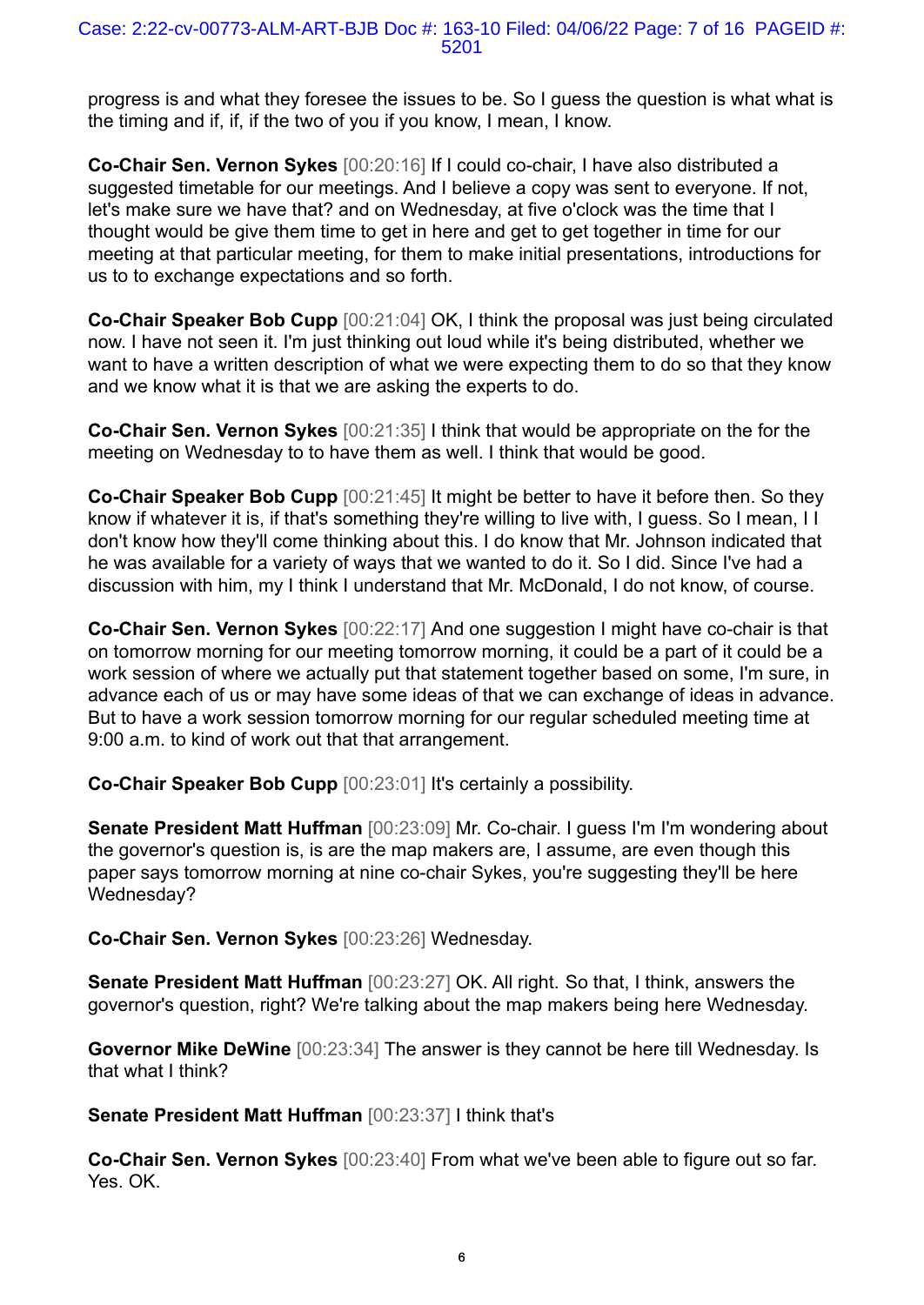progress is and what they foresee the issues to be. So I guess the question is what what is the timing and if, if, if the two of you if you know, I mean, I know.

**Co-Chair Sen. Vernon Sykes** [00:20:16] If I could co-chair, I have also distributed a suggested timetable for our meetings. And I believe a copy was sent to everyone. If not, let's make sure we have that? and on Wednesday, at five o'clock was the time that I thought would be give them time to get in here and get to get together in time for our meeting at that particular meeting, for them to make initial presentations, introductions for us to to exchange expectations and so forth.

**Co-Chair Speaker Bob Cupp** [00:21:04] OK, I think the proposal was just being circulated now. I have not seen it. I'm just thinking out loud while it's being distributed, whether we want to have a written description of what we were expecting them to do so that they know and we know what it is that we are asking the experts to do.

**Co-Chair Sen. Vernon Sykes** [00:21:35] I think that would be appropriate on the for the meeting on Wednesday to to have them as well. I think that would be good.

**Co-Chair Speaker Bob Cupp** [00:21:45] It might be better to have it before then. So they know if whatever it is, if that's something they're willing to live with, I guess. So I mean, I I don't know how they'll come thinking about this. I do know that Mr. Johnson indicated that he was available for a variety of ways that we wanted to do it. So I did. Since I've had a discussion with him, my I think I understand that Mr. McDonald, I do not know, of course.

**Co-Chair Sen. Vernon Sykes** [00:22:17] And one suggestion I might have co-chair is that on tomorrow morning for our meeting tomorrow morning, it could be a part of it could be a work session of where we actually put that statement together based on some, I'm sure, in advance each of us or may have some ideas of that we can exchange of ideas in advance. But to have a work session tomorrow morning for our regular scheduled meeting time at 9:00 a.m. to kind of work out that that arrangement.

**Co-Chair Speaker Bob Cupp** [00:23:01] It's certainly a possibility.

**Senate President Matt Huffman** [00:23:09] Mr. Co-chair. I guess I'm I'm wondering about the governor's question is, is are the map makers are, I assume, are even though this paper says tomorrow morning at nine co-chair Sykes, you're suggesting they'll be here Wednesday?

**Co-Chair Sen. Vernon Sykes** [00:23:26] Wednesday.

**Senate President Matt Huffman** [00:23:27] OK. All right. So that, I think, answers the governor's question, right? We're talking about the map makers being here Wednesday.

**Governor Mike DeWine** [00:23:34] The answer is they cannot be here till Wednesday. Is that what I think?

**Senate President Matt Huffman** [00:23:37] I think that's

**Co-Chair Sen. Vernon Sykes** [00:23:40] From what we've been able to figure out so far. Yes. OK.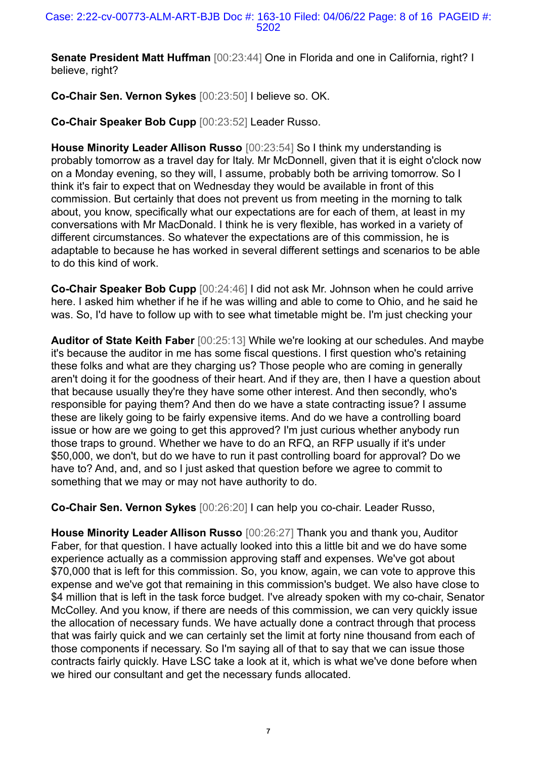**Senate President Matt Huffman** [00:23:44] One in Florida and one in California, right? I believe, right?

**Co-Chair Sen. Vernon Sykes** [00:23:50] I believe so. OK.

**Co-Chair Speaker Bob Cupp** [00:23:52] Leader Russo.

**House Minority Leader Allison Russo** [00:23:54] So I think my understanding is probably tomorrow as a travel day for Italy. Mr McDonnell, given that it is eight o'clock now on a Monday evening, so they will, I assume, probably both be arriving tomorrow. So I think it's fair to expect that on Wednesday they would be available in front of this commission. But certainly that does not prevent us from meeting in the morning to talk about, you know, specifically what our expectations are for each of them, at least in my conversations with Mr MacDonald. I think he is very flexible, has worked in a variety of different circumstances. So whatever the expectations are of this commission, he is adaptable to because he has worked in several different settings and scenarios to be able to do this kind of work.

**Co-Chair Speaker Bob Cupp** [00:24:46] I did not ask Mr. Johnson when he could arrive here. I asked him whether if he if he was willing and able to come to Ohio, and he said he was. So, I'd have to follow up with to see what timetable might be. I'm just checking your

**Auditor of State Keith Faber** [00:25:13] While we're looking at our schedules. And maybe it's because the auditor in me has some fiscal questions. I first question who's retaining these folks and what are they charging us? Those people who are coming in generally aren't doing it for the goodness of their heart. And if they are, then I have a question about that because usually they're they have some other interest. And then secondly, who's responsible for paying them? And then do we have a state contracting issue? I assume these are likely going to be fairly expensive items. And do we have a controlling board issue or how are we going to get this approved? I'm just curious whether anybody run those traps to ground. Whether we have to do an RFQ, an RFP usually if it's under $50,000, we don't, but do we have to run it past controlling board for approval? Do we have to? And, and, and so I just asked that question before we agree to commit to something that we may or may not have authority to do.

**Co-Chair Sen. Vernon Sykes** [00:26:20] I can help you co-chair. Leader Russo,

**House Minority Leader Allison Russo** [00:26:27] Thank you and thank you, Auditor Faber, for that question. I have actually looked into this a little bit and we do have some experience actually as a commission approving staff and expenses. We've got about $70,000 that is left for this commission. So, you know, again, we can vote to approve this expense and we've got that remaining in this commission's budget. We also have close to $4 million that is left in the task force budget. I've already spoken with my co-chair, Senator McColley. And you know, if there are needs of this commission, we can very quickly issue the allocation of necessary funds. We have actually done a contract through that process that was fairly quick and we can certainly set the limit at forty nine thousand from each of those components if necessary. So I'm saying all of that to say that we can issue those contracts fairly quickly. Have LSC take a look at it, which is what we've done before when we hired our consultant and get the necessary funds allocated.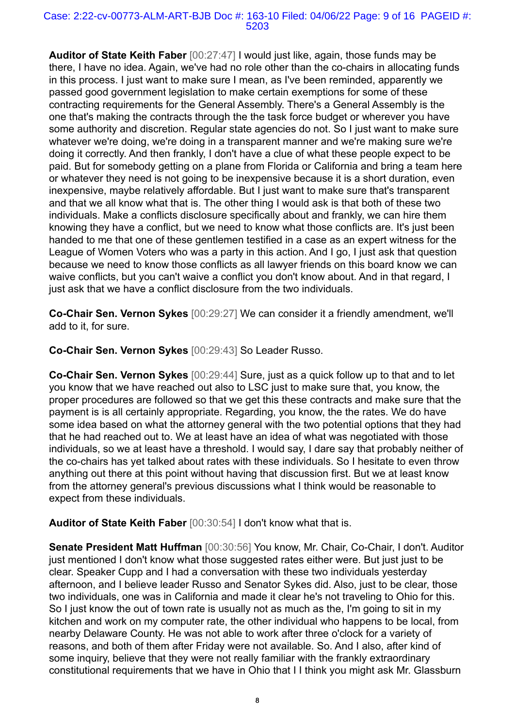**Auditor of State Keith Faber** [00:27:47] I would just like, again, those funds may be there, I have no idea. Again, we've had no role other than the co-chairs in allocating funds in this process. I just want to make sure I mean, as I've been reminded, apparently we passed good government legislation to make certain exemptions for some of these contracting requirements for the General Assembly. There's a General Assembly is the one that's making the contracts through the the task force budget or wherever you have some authority and discretion. Regular state agencies do not. So I just want to make sure whatever we're doing, we're doing in a transparent manner and we're making sure we're doing it correctly. And then frankly, I don't have a clue of what these people expect to be paid. But for somebody getting on a plane from Florida or California and bring a team here or whatever they need is not going to be inexpensive because it is a short duration, even inexpensive, maybe relatively affordable. But I just want to make sure that's transparent and that we all know what that is. The other thing I would ask is that both of these two individuals. Make a conflicts disclosure specifically about and frankly, we can hire them knowing they have a conflict, but we need to know what those conflicts are. It's just been handed to me that one of these gentlemen testified in a case as an expert witness for the League of Women Voters who was a party in this action. And I go, I just ask that question because we need to know those conflicts as all lawyer friends on this board know we can waive conflicts, but you can't waive a conflict you don't know about. And in that regard, I just ask that we have a conflict disclosure from the two individuals.

**Co-Chair Sen. Vernon Sykes** [00:29:27] We can consider it a friendly amendment, we'll add to it, for sure.

**Co-Chair Sen. Vernon Sykes** [00:29:43] So Leader Russo.

**Co-Chair Sen. Vernon Sykes** [00:29:44] Sure, just as a quick follow up to that and to let you know that we have reached out also to LSC just to make sure that, you know, the proper procedures are followed so that we get this these contracts and make sure that the payment is is all certainly appropriate. Regarding, you know, the the rates. We do have some idea based on what the attorney general with the two potential options that they had that he had reached out to. We at least have an idea of what was negotiated with those individuals, so we at least have a threshold. I would say, I dare say that probably neither of the co-chairs has yet talked about rates with these individuals. So I hesitate to even throw anything out there at this point without having that discussion first. But we at least know from the attorney general's previous discussions what I think would be reasonable to expect from these individuals.

**Auditor of State Keith Faber** [00:30:54] I don't know what that is.

**Senate President Matt Huffman** [00:30:56] You know, Mr. Chair, Co-Chair, I don't. Auditor just mentioned I don't know what those suggested rates either were. But just just to be clear. Speaker Cupp and I had a conversation with these two individuals yesterday afternoon, and I believe leader Russo and Senator Sykes did. Also, just to be clear, those two individuals, one was in California and made it clear he's not traveling to Ohio for this. So I just know the out of town rate is usually not as much as the, I'm going to sit in my kitchen and work on my computer rate, the other individual who happens to be local, from nearby Delaware County. He was not able to work after three o'clock for a variety of reasons, and both of them after Friday were not available. So. And I also, after kind of some inquiry, believe that they were not really familiar with the frankly extraordinary constitutional requirements that we have in Ohio that I I think you might ask Mr. Glassburn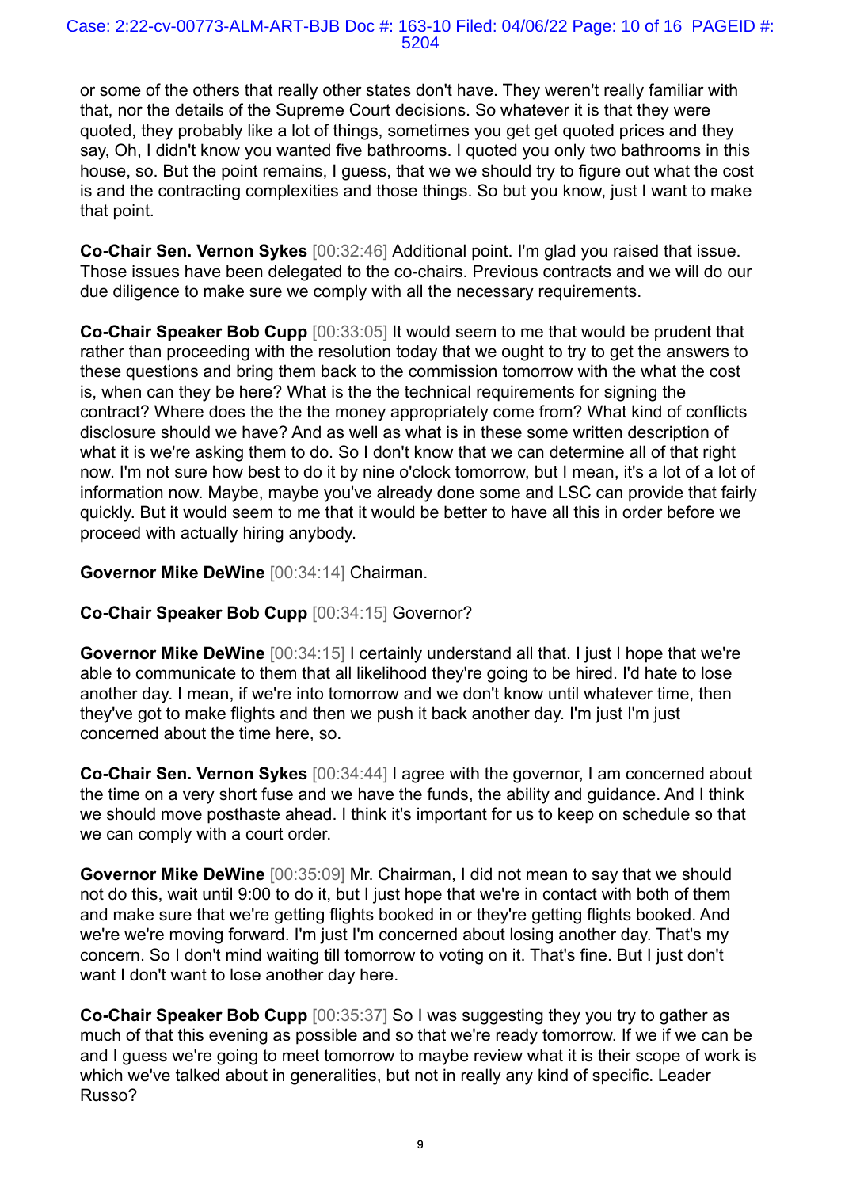or some of the others that really other states don't have. They weren't really familiar with that, nor the details of the Supreme Court decisions. So whatever it is that they were quoted, they probably like a lot of things, sometimes you get get quoted prices and they say, Oh, I didn't know you wanted five bathrooms. I quoted you only two bathrooms in this house, so. But the point remains, I guess, that we we should try to figure out what the cost is and the contracting complexities and those things. So but you know, just I want to make that point.

**Co-Chair Sen. Vernon Sykes** [00:32:46] Additional point. I'm glad you raised that issue. Those issues have been delegated to the co-chairs. Previous contracts and we will do our due diligence to make sure we comply with all the necessary requirements.

**Co-Chair Speaker Bob Cupp** [00:33:05] It would seem to me that would be prudent that rather than proceeding with the resolution today that we ought to try to get the answers to these questions and bring them back to the commission tomorrow with the what the cost is, when can they be here? What is the the technical requirements for signing the contract? Where does the the the money appropriately come from? What kind of conflicts disclosure should we have? And as well as what is in these some written description of what it is we're asking them to do. So I don't know that we can determine all of that right now. I'm not sure how best to do it by nine o'clock tomorrow, but I mean, it's a lot of a lot of information now. Maybe, maybe you've already done some and LSC can provide that fairly quickly. But it would seem to me that it would be better to have all this in order before we proceed with actually hiring anybody.

**Governor Mike DeWine** [00:34:14] Chairman.

**Co-Chair Speaker Bob Cupp** [00:34:15] Governor?

**Governor Mike DeWine** [00:34:15] I certainly understand all that. I just I hope that we're able to communicate to them that all likelihood they're going to be hired. I'd hate to lose another day. I mean, if we're into tomorrow and we don't know until whatever time, then they've got to make flights and then we push it back another day. I'm just I'm just concerned about the time here, so.

**Co-Chair Sen. Vernon Sykes** [00:34:44] I agree with the governor, I am concerned about the time on a very short fuse and we have the funds, the ability and guidance. And I think we should move posthaste ahead. I think it's important for us to keep on schedule so that we can comply with a court order.

**Governor Mike DeWine** [00:35:09] Mr. Chairman, I did not mean to say that we should not do this, wait until 9:00 to do it, but I just hope that we're in contact with both of them and make sure that we're getting flights booked in or they're getting flights booked. And we're we're moving forward. I'm just I'm concerned about losing another day. That's my concern. So I don't mind waiting till tomorrow to voting on it. That's fine. But I just don't want I don't want to lose another day here.

**Co-Chair Speaker Bob Cupp** [00:35:37] So I was suggesting they you try to gather as much of that this evening as possible and so that we're ready tomorrow. If we if we can be and I guess we're going to meet tomorrow to maybe review what it is their scope of work is which we've talked about in generalities, but not in really any kind of specific. Leader Russo?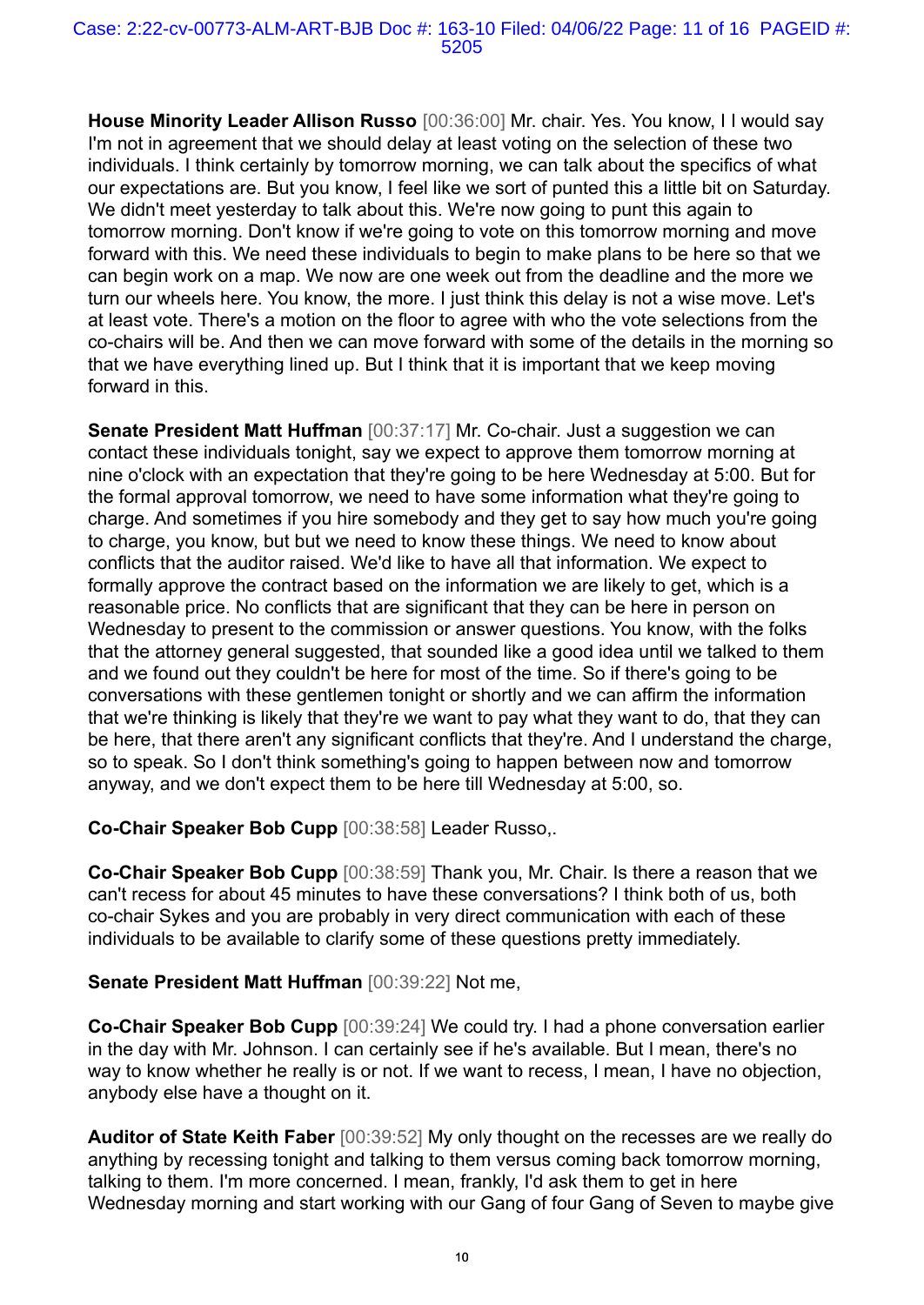**House Minority Leader Allison Russo** [00:36:00] Mr. chair. Yes. You know, I I would say I'm not in agreement that we should delay at least voting on the selection of these two individuals. I think certainly by tomorrow morning, we can talk about the specifics of what our expectations are. But you know, I feel like we sort of punted this a little bit on Saturday. We didn't meet yesterday to talk about this. We're now going to punt this again to tomorrow morning. Don't know if we're going to vote on this tomorrow morning and move forward with this. We need these individuals to begin to make plans to be here so that we can begin work on a map. We now are one week out from the deadline and the more we turn our wheels here. You know, the more. I just think this delay is not a wise move. Let's at least vote. There's a motion on the floor to agree with who the vote selections from the co-chairs will be. And then we can move forward with some of the details in the morning so that we have everything lined up. But I think that it is important that we keep moving forward in this.

**Senate President Matt Huffman** [00:37:17] Mr. Co-chair. Just a suggestion we can contact these individuals tonight, say we expect to approve them tomorrow morning at nine o'clock with an expectation that they're going to be here Wednesday at 5:00. But for the formal approval tomorrow, we need to have some information what they're going to charge. And sometimes if you hire somebody and they get to say how much you're going to charge, you know, but but we need to know these things. We need to know about conflicts that the auditor raised. We'd like to have all that information. We expect to formally approve the contract based on the information we are likely to get, which is a reasonable price. No conflicts that are significant that they can be here in person on Wednesday to present to the commission or answer questions. You know, with the folks that the attorney general suggested, that sounded like a good idea until we talked to them and we found out they couldn't be here for most of the time. So if there's going to be conversations with these gentlemen tonight or shortly and we can affirm the information that we're thinking is likely that they're we want to pay what they want to do, that they can be here, that there aren't any significant conflicts that they're. And I understand the charge, so to speak. So I don't think something's going to happen between now and tomorrow anyway, and we don't expect them to be here till Wednesday at 5:00, so.

**Co-Chair Speaker Bob Cupp** [00:38:58] Leader Russo,.

**Co-Chair Speaker Bob Cupp** [00:38:59] Thank you, Mr. Chair. Is there a reason that we can't recess for about 45 minutes to have these conversations? I think both of us, both co-chair Sykes and you are probably in very direct communication with each of these individuals to be available to clarify some of these questions pretty immediately.

**Senate President Matt Huffman** [00:39:22] Not me,

**Co-Chair Speaker Bob Cupp** [00:39:24] We could try. I had a phone conversation earlier in the day with Mr. Johnson. I can certainly see if he's available. But I mean, there's no way to know whether he really is or not. If we want to recess, I mean, I have no objection, anybody else have a thought on it.

**Auditor of State Keith Faber** [00:39:52] My only thought on the recesses are we really do anything by recessing tonight and talking to them versus coming back tomorrow morning, talking to them. I'm more concerned. I mean, frankly, I'd ask them to get in here Wednesday morning and start working with our Gang of four Gang of Seven to maybe give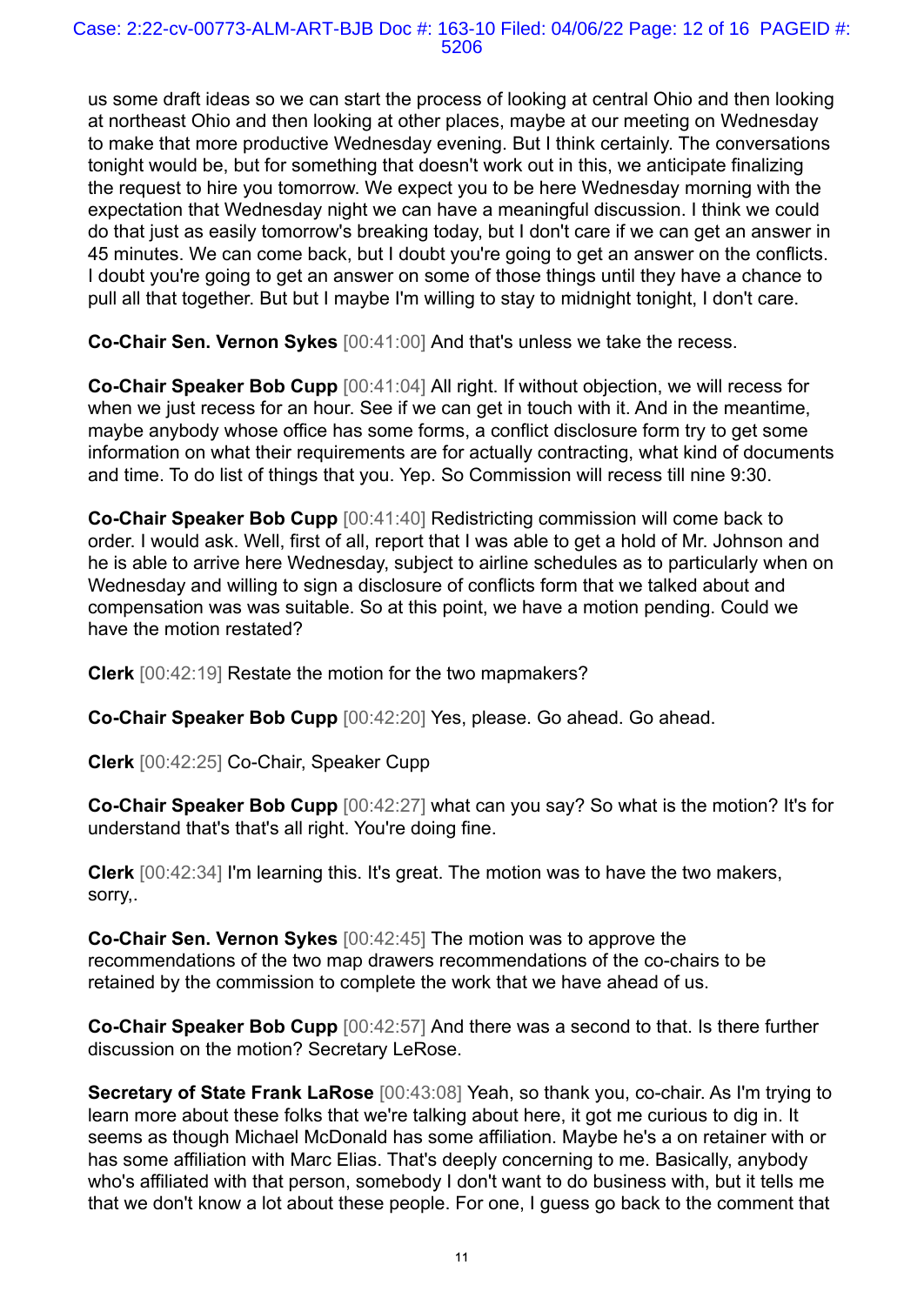us some draft ideas so we can start the process of looking at central Ohio and then looking at northeast Ohio and then looking at other places, maybe at our meeting on Wednesday to make that more productive Wednesday evening. But I think certainly. The conversations tonight would be, but for something that doesn't work out in this, we anticipate finalizing the request to hire you tomorrow. We expect you to be here Wednesday morning with the expectation that Wednesday night we can have a meaningful discussion. I think we could do that just as easily tomorrow's breaking today, but I don't care if we can get an answer in 45 minutes. We can come back, but I doubt you're going to get an answer on the conflicts. I doubt you're going to get an answer on some of those things until they have a chance to pull all that together. But but I maybe I'm willing to stay to midnight tonight, I don't care.

**Co-Chair Sen. Vernon Sykes** [00:41:00] And that's unless we take the recess.

**Co-Chair Speaker Bob Cupp** [00:41:04] All right. If without objection, we will recess for when we just recess for an hour. See if we can get in touch with it. And in the meantime, maybe anybody whose office has some forms, a conflict disclosure form try to get some information on what their requirements are for actually contracting, what kind of documents and time. To do list of things that you. Yep. So Commission will recess till nine 9:30.

**Co-Chair Speaker Bob Cupp** [00:41:40] Redistricting commission will come back to order. I would ask. Well, first of all, report that I was able to get a hold of Mr. Johnson and he is able to arrive here Wednesday, subject to airline schedules as to particularly when on Wednesday and willing to sign a disclosure of conflicts form that we talked about and compensation was was suitable. So at this point, we have a motion pending. Could we have the motion restated?

**Clerk** [00:42:19] Restate the motion for the two mapmakers?

**Co-Chair Speaker Bob Cupp** [00:42:20] Yes, please. Go ahead. Go ahead.

**Clerk** [00:42:25] Co-Chair, Speaker Cupp

**Co-Chair Speaker Bob Cupp** [00:42:27] what can you say? So what is the motion? It's for understand that's that's all right. You're doing fine.

**Clerk** [00:42:34] I'm learning this. It's great. The motion was to have the two makers, sorry,.

**Co-Chair Sen. Vernon Sykes** [00:42:45] The motion was to approve the recommendations of the two map drawers recommendations of the co-chairs to be retained by the commission to complete the work that we have ahead of us.

**Co-Chair Speaker Bob Cupp** [00:42:57] And there was a second to that. Is there further discussion on the motion? Secretary LeRose.

**Secretary of State Frank LaRose** [00:43:08] Yeah, so thank you, co-chair. As I'm trying to learn more about these folks that we're talking about here, it got me curious to dig in. It seems as though Michael McDonald has some affiliation. Maybe he's a on retainer with or has some affiliation with Marc Elias. That's deeply concerning to me. Basically, anybody who's affiliated with that person, somebody I don't want to do business with, but it tells me that we don't know a lot about these people. For one, I guess go back to the comment that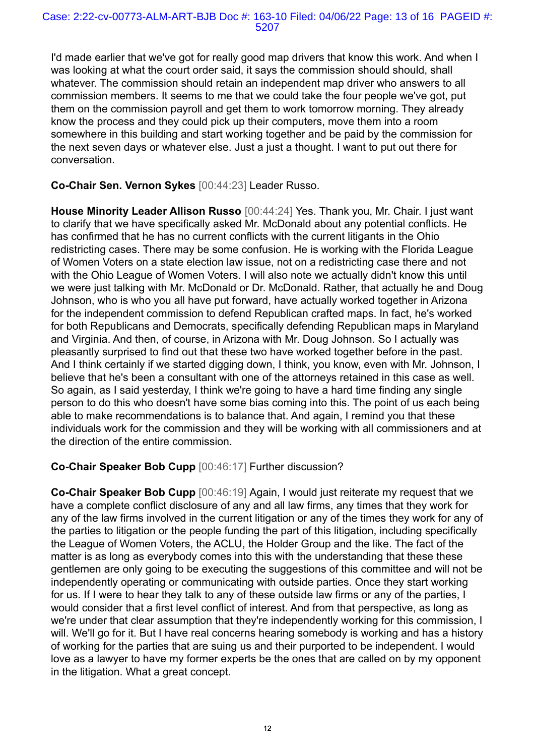I'd made earlier that we've got for really good map drivers that know this work. And when I was looking at what the court order said, it says the commission should should, shall whatever. The commission should retain an independent map driver who answers to all commission members. It seems to me that we could take the four people we've got, put them on the commission payroll and get them to work tomorrow morning. They already know the process and they could pick up their computers, move them into a room somewhere in this building and start working together and be paid by the commission for the next seven days or whatever else. Just a just a thought. I want to put out there for conversation.

**Co-Chair Sen. Vernon Sykes** [00:44:23] Leader Russo.

**House Minority Leader Allison Russo** [00:44:24] Yes. Thank you, Mr. Chair. I just want to clarify that we have specifically asked Mr. McDonald about any potential conflicts. He has confirmed that he has no current conflicts with the current litigants in the Ohio redistricting cases. There may be some confusion. He is working with the Florida League of Women Voters on a state election law issue, not on a redistricting case there and not with the Ohio League of Women Voters. I will also note we actually didn't know this until we were just talking with Mr. McDonald or Dr. McDonald. Rather, that actually he and Doug Johnson, who is who you all have put forward, have actually worked together in Arizona for the independent commission to defend Republican crafted maps. In fact, he's worked for both Republicans and Democrats, specifically defending Republican maps in Maryland and Virginia. And then, of course, in Arizona with Mr. Doug Johnson. So I actually was pleasantly surprised to find out that these two have worked together before in the past. And I think certainly if we started digging down, I think, you know, even with Mr. Johnson, I believe that he's been a consultant with one of the attorneys retained in this case as well. So again, as I said yesterday, I think we're going to have a hard time finding any single person to do this who doesn't have some bias coming into this. The point of us each being able to make recommendations is to balance that. And again, I remind you that these individuals work for the commission and they will be working with all commissioners and at the direction of the entire commission.

**Co-Chair Speaker Bob Cupp** [00:46:17] Further discussion?

**Co-Chair Speaker Bob Cupp** [00:46:19] Again, I would just reiterate my request that we have a complete conflict disclosure of any and all law firms, any times that they work for any of the law firms involved in the current litigation or any of the times they work for any of the parties to litigation or the people funding the part of this litigation, including specifically the League of Women Voters, the ACLU, the Holder Group and the like. The fact of the matter is as long as everybody comes into this with the understanding that these these gentlemen are only going to be executing the suggestions of this committee and will not be independently operating or communicating with outside parties. Once they start working for us. If I were to hear they talk to any of these outside law firms or any of the parties, I would consider that a first level conflict of interest. And from that perspective, as long as we're under that clear assumption that they're independently working for this commission, I will. We'll go for it. But I have real concerns hearing somebody is working and has a history of working for the parties that are suing us and their purported to be independent. I would love as a lawyer to have my former experts be the ones that are called on by my opponent in the litigation. What a great concept.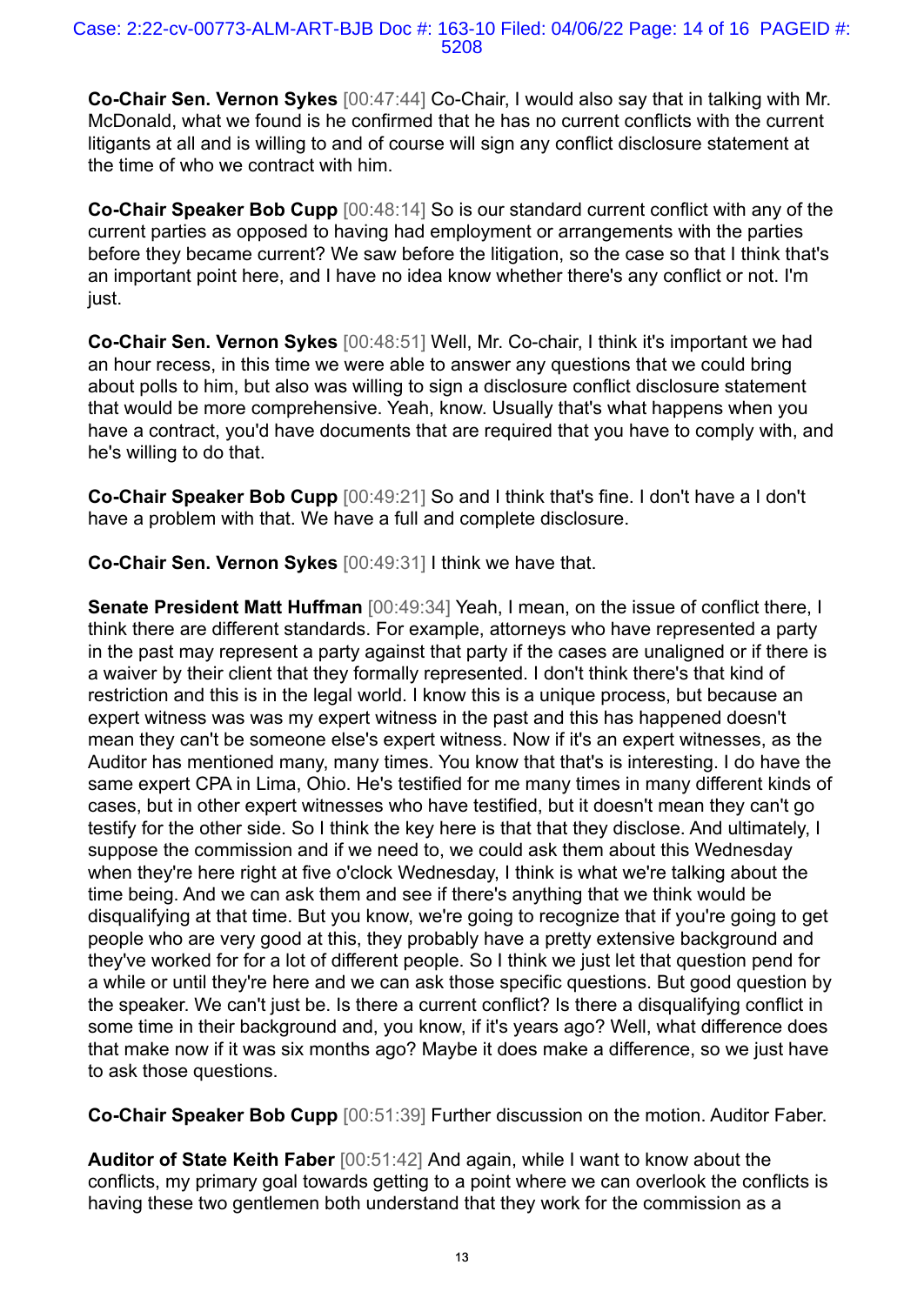**Co-Chair Sen. Vernon Sykes** [00:47:44] Co-Chair, I would also say that in talking with Mr. McDonald, what we found is he confirmed that he has no current conflicts with the current litigants at all and is willing to and of course will sign any conflict disclosure statement at the time of who we contract with him.

**Co-Chair Speaker Bob Cupp** [00:48:14] So is our standard current conflict with any of the current parties as opposed to having had employment or arrangements with the parties before they became current? We saw before the litigation, so the case so that I think that's an important point here, and I have no idea know whether there's any conflict or not. I'm just.

**Co-Chair Sen. Vernon Sykes** [00:48:51] Well, Mr. Co-chair, I think it's important we had an hour recess, in this time we were able to answer any questions that we could bring about polls to him, but also was willing to sign a disclosure conflict disclosure statement that would be more comprehensive. Yeah, know. Usually that's what happens when you have a contract, you'd have documents that are required that you have to comply with, and he's willing to do that.

**Co-Chair Speaker Bob Cupp** [00:49:21] So and I think that's fine. I don't have a I don't have a problem with that. We have a full and complete disclosure.

**Co-Chair Sen. Vernon Sykes** [00:49:31] I think we have that.

**Senate President Matt Huffman** [00:49:34] Yeah, I mean, on the issue of conflict there, I think there are different standards. For example, attorneys who have represented a party in the past may represent a party against that party if the cases are unaligned or if there is a waiver by their client that they formally represented. I don't think there's that kind of restriction and this is in the legal world. I know this is a unique process, but because an expert witness was was my expert witness in the past and this has happened doesn't mean they can't be someone else's expert witness. Now if it's an expert witnesses, as the Auditor has mentioned many, many times. You know that that's is interesting. I do have the same expert CPA in Lima, Ohio. He's testified for me many times in many different kinds of cases, but in other expert witnesses who have testified, but it doesn't mean they can't go testify for the other side. So I think the key here is that that they disclose. And ultimately, I suppose the commission and if we need to, we could ask them about this Wednesday when they're here right at five o'clock Wednesday, I think is what we're talking about the time being. And we can ask them and see if there's anything that we think would be disqualifying at that time. But you know, we're going to recognize that if you're going to get people who are very good at this, they probably have a pretty extensive background and they've worked for for a lot of different people. So I think we just let that question pend for a while or until they're here and we can ask those specific questions. But good question by the speaker. We can't just be. Is there a current conflict? Is there a disqualifying conflict in some time in their background and, you know, if it's years ago? Well, what difference does that make now if it was six months ago? Maybe it does make a difference, so we just have to ask those questions.

**Co-Chair Speaker Bob Cupp** [00:51:39] Further discussion on the motion. Auditor Faber.

**Auditor of State Keith Faber** [00:51:42] And again, while I want to know about the conflicts, my primary goal towards getting to a point where we can overlook the conflicts is having these two gentlemen both understand that they work for the commission as a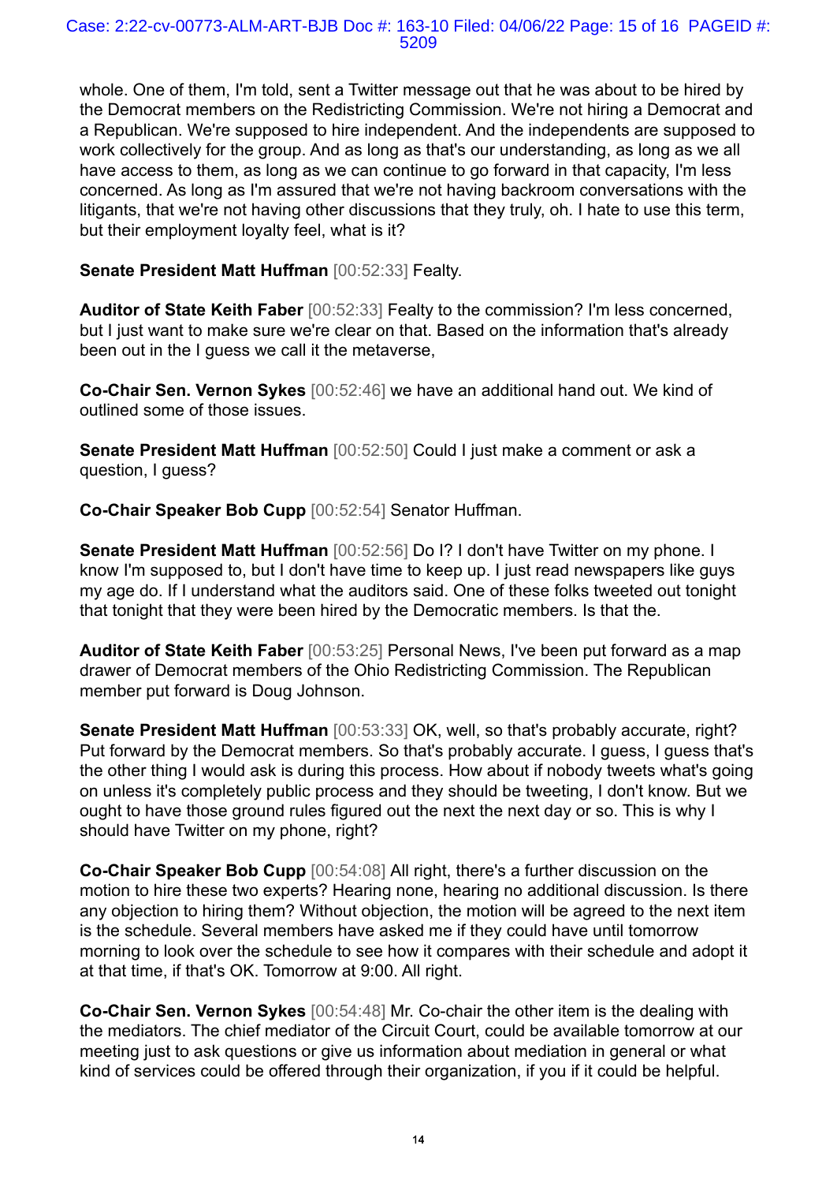whole. One of them, I'm told, sent a Twitter message out that he was about to be hired by the Democrat members on the Redistricting Commission. We're not hiring a Democrat and a Republican. We're supposed to hire independent. And the independents are supposed to work collectively for the group. And as long as that's our understanding, as long as we all have access to them, as long as we can continue to go forward in that capacity, I'm less concerned. As long as I'm assured that we're not having backroom conversations with the litigants, that we're not having other discussions that they truly, oh. I hate to use this term, but their employment loyalty feel, what is it?

**Senate President Matt Huffman** [00:52:33] Fealty.

**Auditor of State Keith Faber** [00:52:33] Fealty to the commission? I'm less concerned, but I just want to make sure we're clear on that. Based on the information that's already been out in the I guess we call it the metaverse,

**Co-Chair Sen. Vernon Sykes** [00:52:46] we have an additional hand out. We kind of outlined some of those issues.

**Senate President Matt Huffman** [00:52:50] Could I just make a comment or ask a question, I guess?

**Co-Chair Speaker Bob Cupp** [00:52:54] Senator Huffman.

**Senate President Matt Huffman** [00:52:56] Do I? I don't have Twitter on my phone. I know I'm supposed to, but I don't have time to keep up. I just read newspapers like guys my age do. If I understand what the auditors said. One of these folks tweeted out tonight that tonight that they were been hired by the Democratic members. Is that the.

**Auditor of State Keith Faber** [00:53:25] Personal News, I've been put forward as a map drawer of Democrat members of the Ohio Redistricting Commission. The Republican member put forward is Doug Johnson.

**Senate President Matt Huffman** [00:53:33] OK, well, so that's probably accurate, right? Put forward by the Democrat members. So that's probably accurate. I guess, I guess that's the other thing I would ask is during this process. How about if nobody tweets what's going on unless it's completely public process and they should be tweeting, I don't know. But we ought to have those ground rules figured out the next the next day or so. This is why I should have Twitter on my phone, right?

**Co-Chair Speaker Bob Cupp** [00:54:08] All right, there's a further discussion on the motion to hire these two experts? Hearing none, hearing no additional discussion. Is there any objection to hiring them? Without objection, the motion will be agreed to the next item is the schedule. Several members have asked me if they could have until tomorrow morning to look over the schedule to see how it compares with their schedule and adopt it at that time, if that's OK. Tomorrow at 9:00. All right.

**Co-Chair Sen. Vernon Sykes** [00:54:48] Mr. Co-chair the other item is the dealing with the mediators. The chief mediator of the Circuit Court, could be available tomorrow at our meeting just to ask questions or give us information about mediation in general or what kind of services could be offered through their organization, if you if it could be helpful.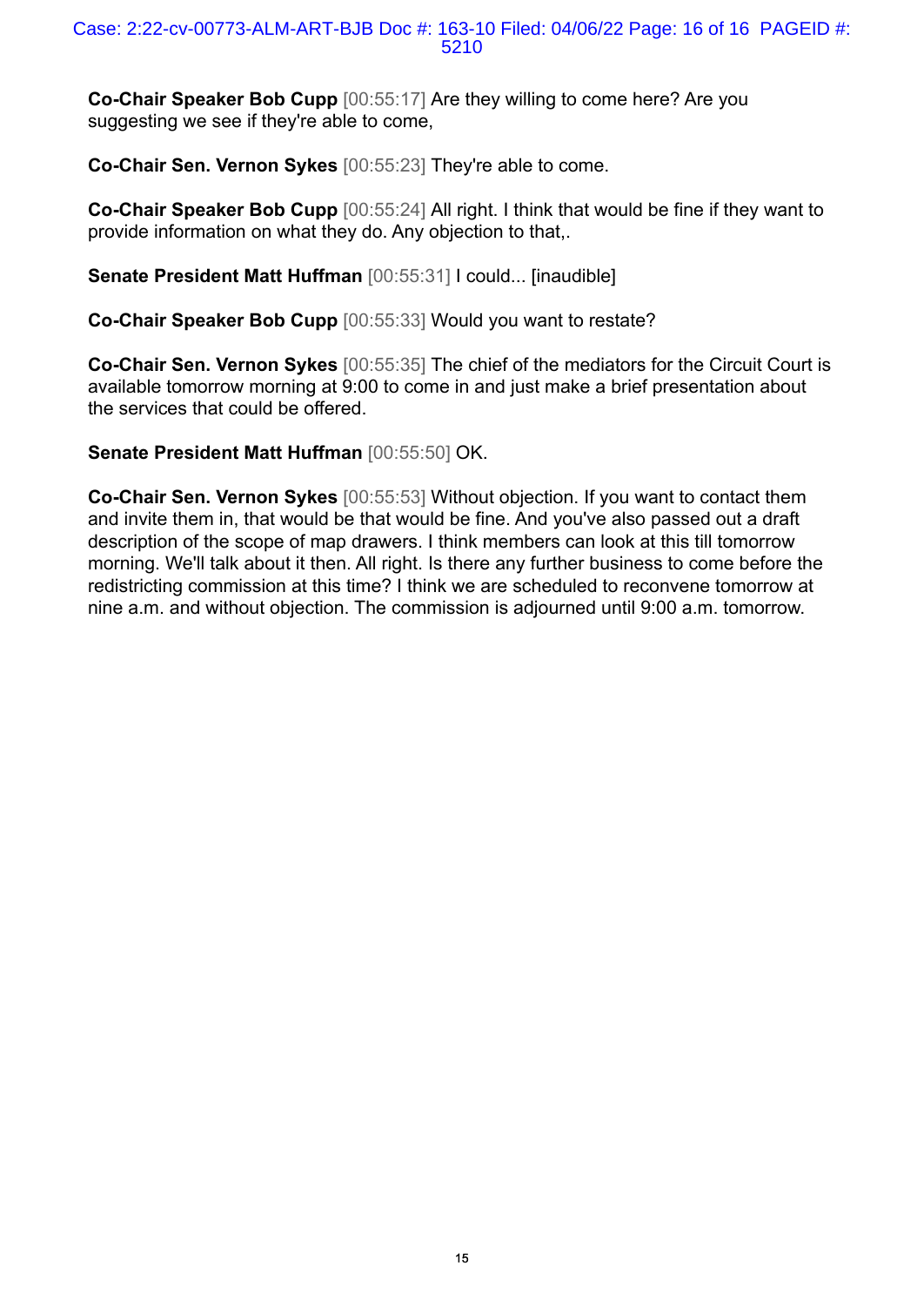**Co-Chair Speaker Bob Cupp** [00:55:17] Are they willing to come here? Are you suggesting we see if they're able to come,

**Co-Chair Sen. Vernon Sykes** [00:55:23] They're able to come.

**Co-Chair Speaker Bob Cupp** [00:55:24] All right. I think that would be fine if they want to provide information on what they do. Any objection to that,.

**Senate President Matt Huffman** [00:55:31] I could... [inaudible]

**Co-Chair Speaker Bob Cupp** [00:55:33] Would you want to restate?

**Co-Chair Sen. Vernon Sykes** [00:55:35] The chief of the mediators for the Circuit Court is available tomorrow morning at 9:00 to come in and just make a brief presentation about the services that could be offered.

**Senate President Matt Huffman** [00:55:50] OK.

**Co-Chair Sen. Vernon Sykes** [00:55:53] Without objection. If you want to contact them and invite them in, that would be that would be fine. And you've also passed out a draft description of the scope of map drawers. I think members can look at this till tomorrow morning. We'll talk about it then. All right. Is there any further business to come before the redistricting commission at this time? I think we are scheduled to reconvene tomorrow at nine a.m. and without objection. The commission is adjourned until 9:00 a.m. tomorrow.